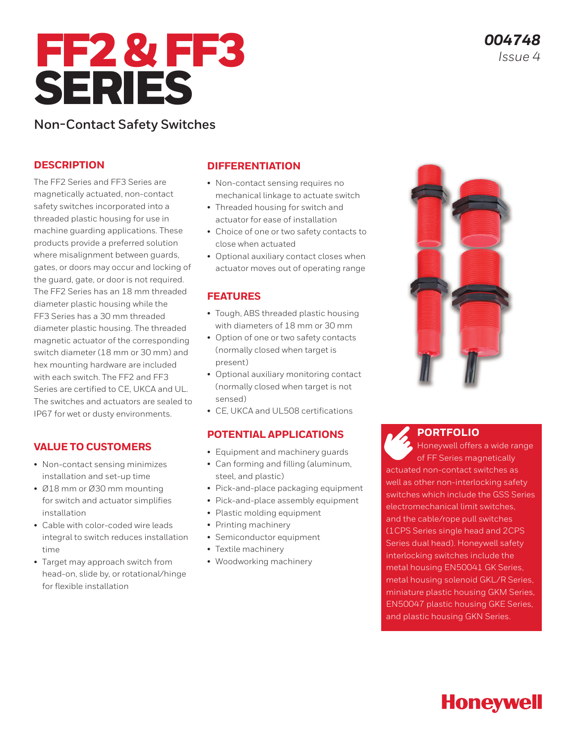# FF2 & FF3 SERIES

004748
Issue 4

## Non-Contact Safety Switches

### DESCRIPTION

The FF2 Series and FF3 Series are magnetically actuated, non-contact safety switches incorporated into a threaded plastic housing for use in machine guarding applications. These products provide a preferred solution where misalignment between guards, gates, or doors may occur and locking of the guard, gate, or door is not required. The FF2 Series has an 18 mm threaded diameter plastic housing while the FF3 Series has a 30 mm threaded diameter plastic housing. The threaded magnetic actuator of the corresponding switch diameter (18 mm or 30 mm) and hex mounting hardware are included with each switch. The FF2 and FF3 Series are certified to CE, UKCA and UL. The switches and actuators are sealed to IP67 for wet or dusty environments.

### VALUE TO CUSTOMERS

- Non-contact sensing minimizes installation and set-up time
- Ø18 mm or Ø30 mm mounting for switch and actuator simplifies installation
- Cable with color-coded wire leads integral to switch reduces installation time
- Target may approach switch from head-on, slide by, or rotational/hinge for flexible installation

### DIFFERENTIATION

- Non-contact sensing requires no mechanical linkage to actuate switch
- Threaded housing for switch and actuator for ease of installation
- Choice of one or two safety contacts to close when actuated
- Optional auxiliary contact closes when actuator moves out of operating range

### FEATURES

- Tough, ABS threaded plastic housing with diameters of 18 mm or 30 mm
- Option of one or two safety contacts (normally closed when target is present)
- Optional auxiliary monitoring contact (normally closed when target is not sensed)
- CE, UKCA and UL508 certifications

### POTENTIAL APPLICATIONS

- Equipment and machinery guards
- Can forming and filling (aluminum, steel, and plastic)
- Pick-and-place packaging equipment
- Pick-and-place assembly equipment
- Plastic molding equipment
- Printing machinery
- Semiconductor equipment
- Textile machinery
- Woodworking machinery

### PORTFOLIO

Honeywell offers a wide range of FF Series magnetically actuated non-contact switches as well as other non-interlocking safety switches which include the GSS Series electromechanical limit switches, and the cable/rope pull switches (1CPS Series single head and 2CPS Series dual head). Honeywell safety interlocking switches include the metal housing EN50041 GK Series, metal housing solenoid GKL/R Series, miniature plastic housing GKM Series, EN50047 plastic housing GKE Series, and plastic housing GKN Series.

Honeywell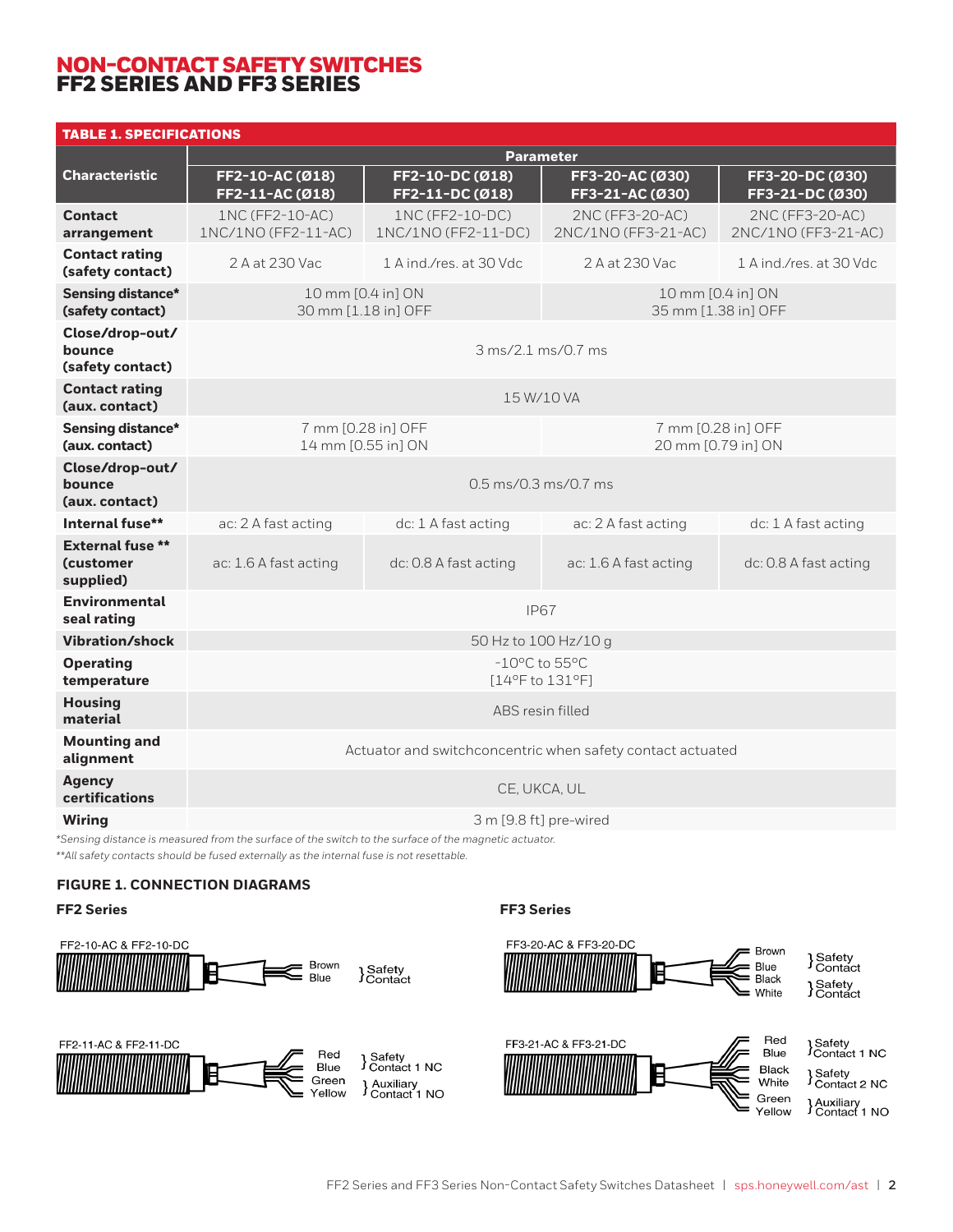# NON-CONTACT SAFETY SWITCHES
# FF2 SERIES AND FF3 SERIES

**TABLE 1. SPECIFICATIONS**

| Characteristic | Parameter | | | |
|---|---|---|---|---|
| | FF2-10-AC (Ø18) FF2-11-AC (Ø18) | FF2-10-DC (Ø18) FF2-11-DC (Ø18) | FF3-20-AC (Ø30) FF3-21-AC (Ø30) | FF3-20-DC (Ø30) FF3-21-DC (Ø30) |
| **Contact arrangement** | 1NC (FF2-10-AC) 1NC/1NO (FF2-11-AC) | 1NC (FF2-10-DC) 1NC/1NO (FF2-11-DC) | 2NC (FF3-20-AC) 2NC/1NO (FF3-21-AC) | 2NC (FF3-20-AC) 2NC/1NO (FF3-21-AC) |
| **Contact rating (safety contact)** | 2 A at 230 Vac | 1 A ind./res. at 30 Vdc | 2 A at 230 Vac | 1 A ind./res. at 30 Vdc |
| **Sensing distance* (safety contact)** | 10 mm [0.4 in] ON 30 mm [1.18 in] OFF | | 10 mm [0.4 in] ON 35 mm [1.38 in] OFF | |
| **Close/drop-out/ bounce (safety contact)** | 3 ms/2.1 ms/0.7 ms | | | |
| **Contact rating (aux. contact)** | 15 W/10 VA | | | |
| **Sensing distance* (aux. contact)** | 7 mm [0.28 in] OFF 14 mm [0.55 in] ON | | 7 mm [0.28 in] OFF 20 mm [0.79 in] ON | |
| **Close/drop-out/ bounce (aux. contact)** | 0.5 ms/0.3 ms/0.7 ms | | | |
| **Internal fuse**** | ac: 2 A fast acting | dc: 1 A fast acting | ac: 2 A fast acting | dc: 1 A fast acting |
| **External fuse ** (customer supplied)** | ac: 1.6 A fast acting | dc: 0.8 A fast acting | ac: 1.6 A fast acting | dc: 0.8 A fast acting |
| **Environmental seal rating** | IP67 | | | |
| **Vibration/shock** | 50 Hz to 100 Hz/10 g | | | |
| **Operating temperature** | -10°C to 55°C [14°F to 131°F] | | | |
| **Housing material** | ABS resin filled | | | |
| **Mounting and alignment** | Actuator and switchconcentric when safety contact actuated | | | |
| **Agency certifications** | CE, UKCA, UL | | | |
| **Wiring** | 3 m [9.8 ft] pre-wired | | | |

*\*Sensing distance is measured from the surface of the switch to the surface of the magnetic actuator.*

*\*\*All safety contacts should be fused externally as the internal fuse is not resettable.*

**FIGURE 1. CONNECTION DIAGRAMS**

**FF2 Series**

FF2-10-AC & FF2-10-DC
- Brown, Blue } Safety Contact

FF2-11-AC & FF2-11-DC
- Red, Blue } Safety Contact 1 NC
- Green, Yellow } Auxiliary Contact 1 NO

**FF3 Series**

FF3-20-AC & FF3-20-DC
- Brown, Blue } Safety Contact
- Black, White } Safety Contact

FF3-21-AC & FF3-21-DC
- Red, Blue } Safety Contact 1 NC
- Black, White } Safety Contact 2 NC
- Green, Yellow } Auxiliary Contact 1 NO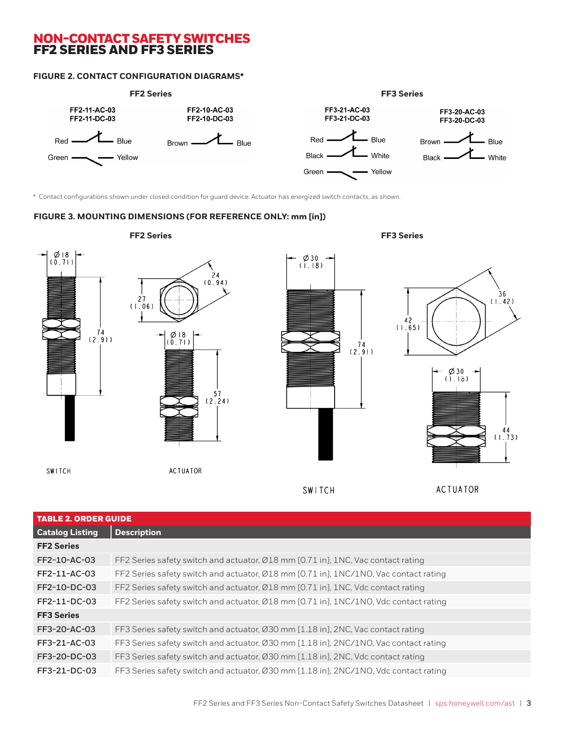## NON-CONTACT SAFETY SWITCHES
## FF2 SERIES AND FF3 SERIES

### FIGURE 2. CONTACT CONFIGURATION DIAGRAMS*

**FF2 Series**

FF2-11-AC-03
FF2-11-DC-03

Red — Blue
Green — Yellow

FF2-10-AC-03
FF2-10-DC-03

Brown — Blue

**FF3 Series**

FF3-21-AC-03
FF3-21-DC-03

Red — Blue
Black — White
Green — Yellow

FF3-20-AC-03
FF3-20-DC-03

Brown — Blue
Black — White

\* Contact configurations shown under closed condition for guard device. Actuator has energized switch contacts, as shown.

### FIGURE 3. MOUNTING DIMENSIONS (FOR REFERENCE ONLY: mm [in])

**FF2 Series**

SWITCH: Ø18 (0.71); 74 (2.91)

ACTUATOR: 24 (0.94); 27 (1.06); Ø18 (0.71); 57 (2.24)

**FF3 Series**

SWITCH: Ø30 (1.18); 74 (2.91)

ACTUATOR: 36 (1.42); 42 (1.65); Ø30 (1.18); 44 (1.73)

### TABLE 2. ORDER GUIDE

| Catalog Listing | Description |
|---|---|
| **FF2 Series** | |
| FF2-10-AC-03 | FF2 Series safety switch and actuator, Ø18 mm [0.71 in], 1NC, Vac contact rating |
| FF2-11-AC-03 | FF2 Series safety switch and actuator, Ø18 mm [0.71 in], 1NC/1NO, Vac contact rating |
| FF2-10-DC-03 | FF2 Series safety switch and actuator, Ø18 mm [0.71 in], 1NC, Vdc contact rating |
| FF2-11-DC-03 | FF2 Series safety switch and actuator, Ø18 mm [0.71 in], 1NC/1NO, Vdc contact rating |
| **FF3 Series** | |
| FF3-20-AC-03 | FF3 Series safety switch and actuator, Ø30 mm [1.18 in], 2NC, Vac contact rating |
| FF3-21-AC-03 | FF3 Series safety switch and actuator, Ø30 mm [1.18 in], 2NC/1NO, Vac contact rating |
| FF3-20-DC-03 | FF3 Series safety switch and actuator, Ø30 mm [1.18 in], 2NC, Vdc contact rating |
| FF3-21-DC-03 | FF3 Series safety switch and actuator, Ø30 mm [1.18 in], 2NC/1NO, Vdc contact rating |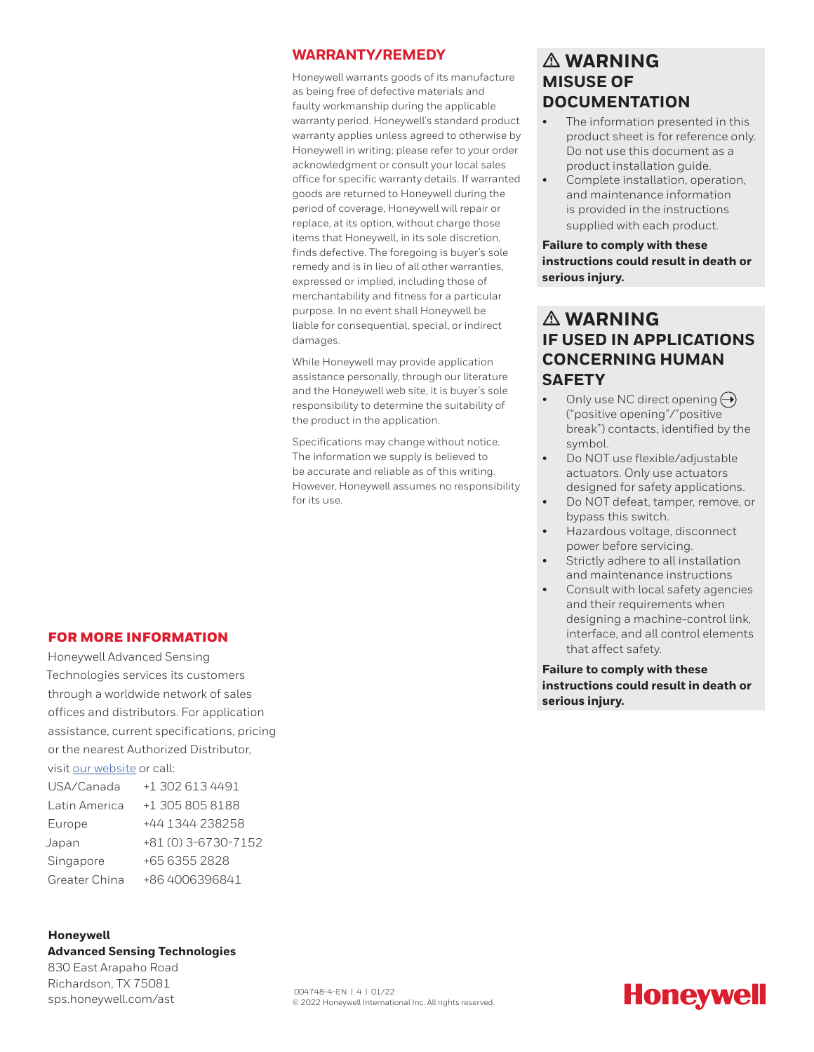## WARRANTY/REMEDY

Honeywell warrants goods of its manufacture as being free of defective materials and faulty workmanship during the applicable warranty period. Honeywell's standard product warranty applies unless agreed to otherwise by Honeywell in writing; please refer to your order acknowledgment or consult your local sales office for specific warranty details. If warranted goods are returned to Honeywell during the period of coverage, Honeywell will repair or replace, at its option, without charge those items that Honeywell, in its sole discretion, finds defective. The foregoing is buyer's sole remedy and is in lieu of all other warranties, expressed or implied, including those of merchantability and fitness for a particular purpose. In no event shall Honeywell be liable for consequential, special, or indirect damages.

While Honeywell may provide application assistance personally, through our literature and the Honeywell web site, it is buyer's sole responsibility to determine the suitability of the product in the application.

Specifications may change without notice. The information we supply is believed to be accurate and reliable as of this writing. However, Honeywell assumes no responsibility for its use.

## ⚠ WARNING MISUSE OF DOCUMENTATION

- The information presented in this product sheet is for reference only. Do not use this document as a product installation guide.
- Complete installation, operation, and maintenance information is provided in the instructions supplied with each product.

**Failure to comply with these instructions could result in death or serious injury.**

## ⚠ WARNING IF USED IN APPLICATIONS CONCERNING HUMAN SAFETY

- Only use NC direct opening ⊖ ("positive opening"/"positive break") contacts, identified by the symbol.
- Do NOT use flexible/adjustable actuators. Only use actuators designed for safety applications.
- Do NOT defeat, tamper, remove, or bypass this switch.
- Hazardous voltage, disconnect power before servicing.
- Strictly adhere to all installation and maintenance instructions
- Consult with local safety agencies and their requirements when designing a machine-control link, interface, and all control elements that affect safety.

**Failure to comply with these instructions could result in death or serious injury.**

## FOR MORE INFORMATION

Honeywell Advanced Sensing Technologies services its customers through a worldwide network of sales offices and distributors. For application assistance, current specifications, pricing or the nearest Authorized Distributor, visit our website or call:

| | |
|---|---|
| USA/Canada | +1 302 613 4491 |
| Latin America | +1 305 805 8188 |
| Europe | +44 1344 238258 |
| Japan | +81 (0) 3-6730-7152 |
| Singapore | +65 6355 2828 |
| Greater China | +86 4006396841 |

**Honeywell**
**Advanced Sensing Technologies**
830 East Arapaho Road
Richardson, TX 75081
sps.honeywell.com/ast

004748-4-EN | 4 | 01/22
© 2022 Honeywell International Inc. All rights reserved.

Honeywell